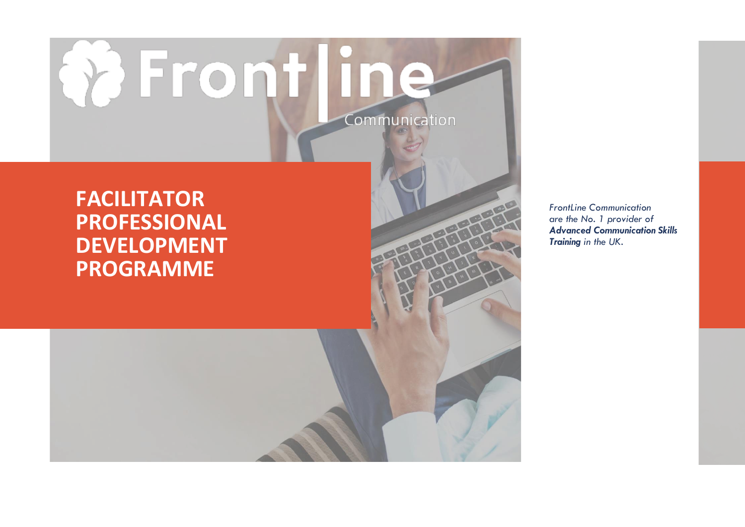Frontline Communication

# FACILITATOR PROFESSIONAL DEVELOPMENT PROGRAMME

*FrontLine Communication are the No. 1 provider of **Advanced Communication Skills Training** in the UK.*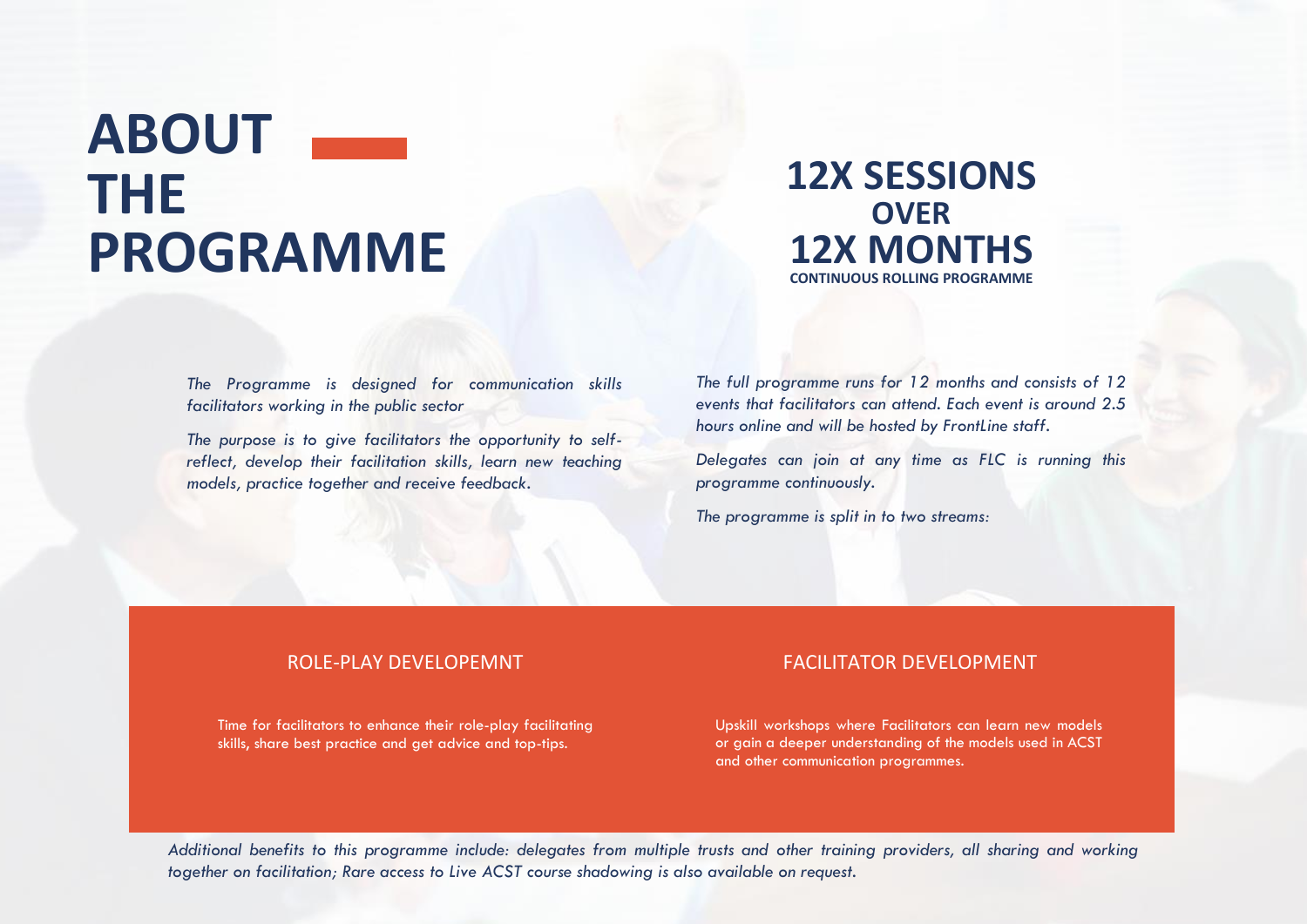# ABOUT THE PROGRAMME

## 12X SESSIONS OVER 12X MONTHS

**CONTINUOUS ROLLING PROGRAMME**

*The Programme is designed for communication skills facilitators working in the public sector*

*The purpose is to give facilitators the opportunity to self-reflect, develop their facilitation skills, learn new teaching models, practice together and receive feedback.*

*The full programme runs for 12 months and consists of 12 events that facilitators can attend. Each event is around 2.5 hours online and will be hosted by FrontLine staff.*

*Delegates can join at any time as FLC is running this programme continuously.*

*The programme is split in to two streams:*

### ROLE-PLAY DEVELOPEMNT

Time for facilitators to enhance their role-play facilitating skills, share best practice and get advice and top-tips.

### FACILITATOR DEVELOPMENT

Upskill workshops where Facilitators can learn new models or gain a deeper understanding of the models used in ACST and other communication programmes.

*Additional benefits to this programme include: delegates from multiple trusts and other training providers, all sharing and working together on facilitation; Rare access to Live ACST course shadowing is also available on request.*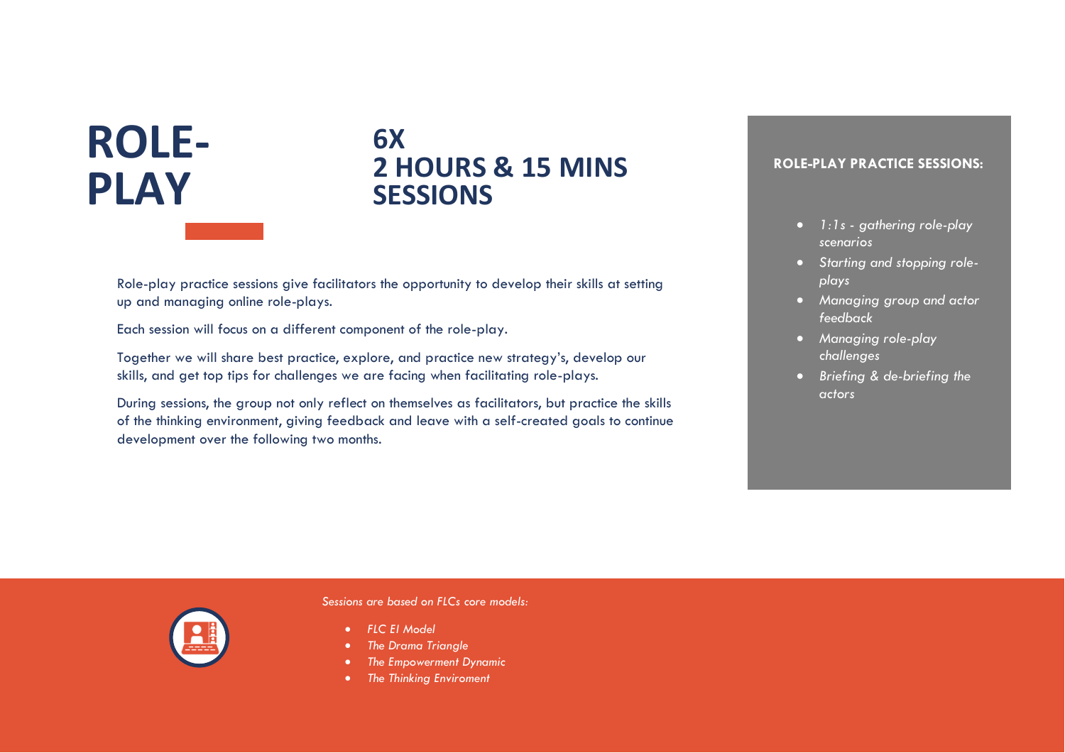# ROLE-PLAY

## 6X 2 HOURS & 15 MINS SESSIONS

Role-play practice sessions give facilitators the opportunity to develop their skills at setting up and managing online role-plays.

Each session will focus on a different component of the role-play.

Together we will share best practice, explore, and practice new strategy's, develop our skills, and get top tips for challenges we are facing when facilitating role-plays.

During sessions, the group not only reflect on themselves as facilitators, but practice the skills of the thinking environment, giving feedback and leave with a self-created goals to continue development over the following two months.

**ROLE-PLAY PRACTICE SESSIONS:**

- *1:1s - gathering role-play scenarios*
- *Starting and stopping role-plays*
- *Managing group and actor feedback*
- *Managing role-play challenges*
- *Briefing & de-briefing the actors*

*Sessions are based on FLCs core models:*

- *FLC EI Model*
- *The Drama Triangle*
- *The Empowerment Dynamic*
- *The Thinking Enviroment*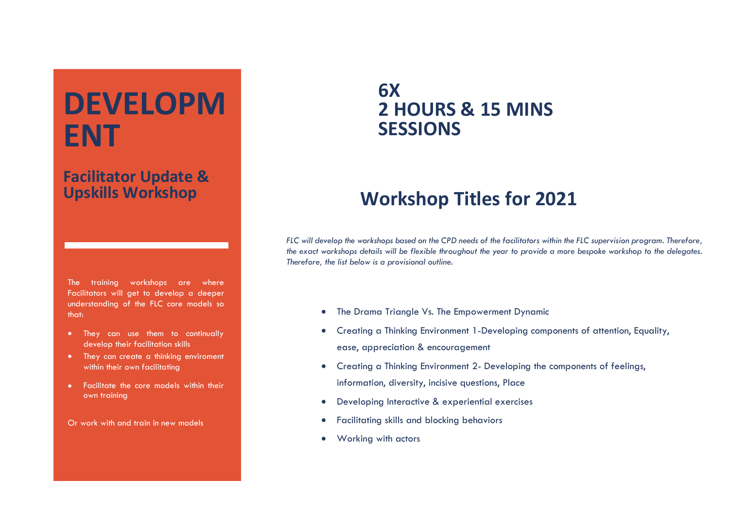# DEVELOPMENT

## Facilitator Update & Upskills Workshop

The training workshops are where Facilitators will get to develop a deeper understanding of the FLC core models so that:

- They can use them to continually develop their facilitation skills
- They can create a thinking enviroment within their own facilitating
- Facilitate the core models within their own training

Or work with and train in new models

## 6X 2 HOURS & 15 MINS SESSIONS

## Workshop Titles for 2021

*FLC will develop the workshops based on the CPD needs of the facilitators within the FLC supervision program. Therefore, the exact workshops details will be flexible throughout the year to provide a more bespoke workshop to the delegates. Therefore, the list below is a provisional outline.*

- The Drama Triangle Vs. The Empowerment Dynamic
- Creating a Thinking Environment 1-Developing components of attention, Equality, ease, appreciation & encouragement
- Creating a Thinking Environment 2- Developing the components of feelings, information, diversity, incisive questions, Place
- Developing Interactive & experiential exercises
- Facilitating skills and blocking behaviors
- Working with actors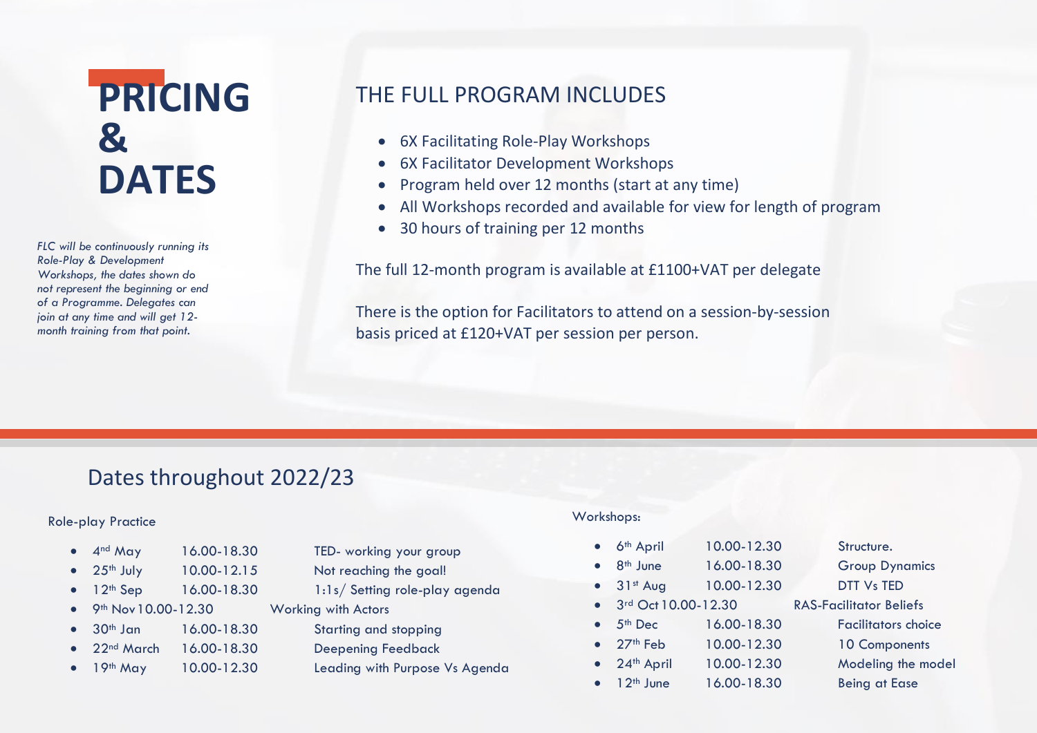# PRICING & DATES

*FLC will be continuously running its Role-Play & Development Workshops, the dates shown do not represent the beginning or end of a Programme. Delegates can join at any time and will get 12-month training from that point.*

## THE FULL PROGRAM INCLUDES

- 6X Facilitating Role-Play Workshops
- 6X Facilitator Development Workshops
- Program held over 12 months (start at any time)
- All Workshops recorded and available for view for length of program
- 30 hours of training per 12 months

The full 12-month program is available at £1100+VAT per delegate

There is the option for Facilitators to attend on a session-by-session basis priced at £120+VAT per session per person.

## Dates throughout 2022/23

### Role-play Practice

- 4th May 16.00-18.30 TED- working your group
- 25th July 10.00-12.15 Not reaching the goal!
- 12th Sep 16.00-18.30 1:1s/ Setting role-play agenda
- 9th Nov 10.00-12.30 Working with Actors
- 30th Jan 16.00-18.30 Starting and stopping
- 22nd March 16.00-18.30 Deepening Feedback
- 19th May 10.00-12.30 Leading with Purpose Vs Agenda

### Workshops:

- 6th April 10.00-12.30 Structure.
- 8th June 16.00-18.30 Group Dynamics
- 31st Aug 10.00-12.30 DTT Vs TED
- 3rd Oct 10.00-12.30 RAS-Facilitator Beliefs
- 5th Dec 16.00-18.30 Facilitators choice
- 27th Feb 10.00-12.30 10 Components
- 24th April 10.00-12.30 Modeling the model
- 12th June 16.00-18.30 Being at Ease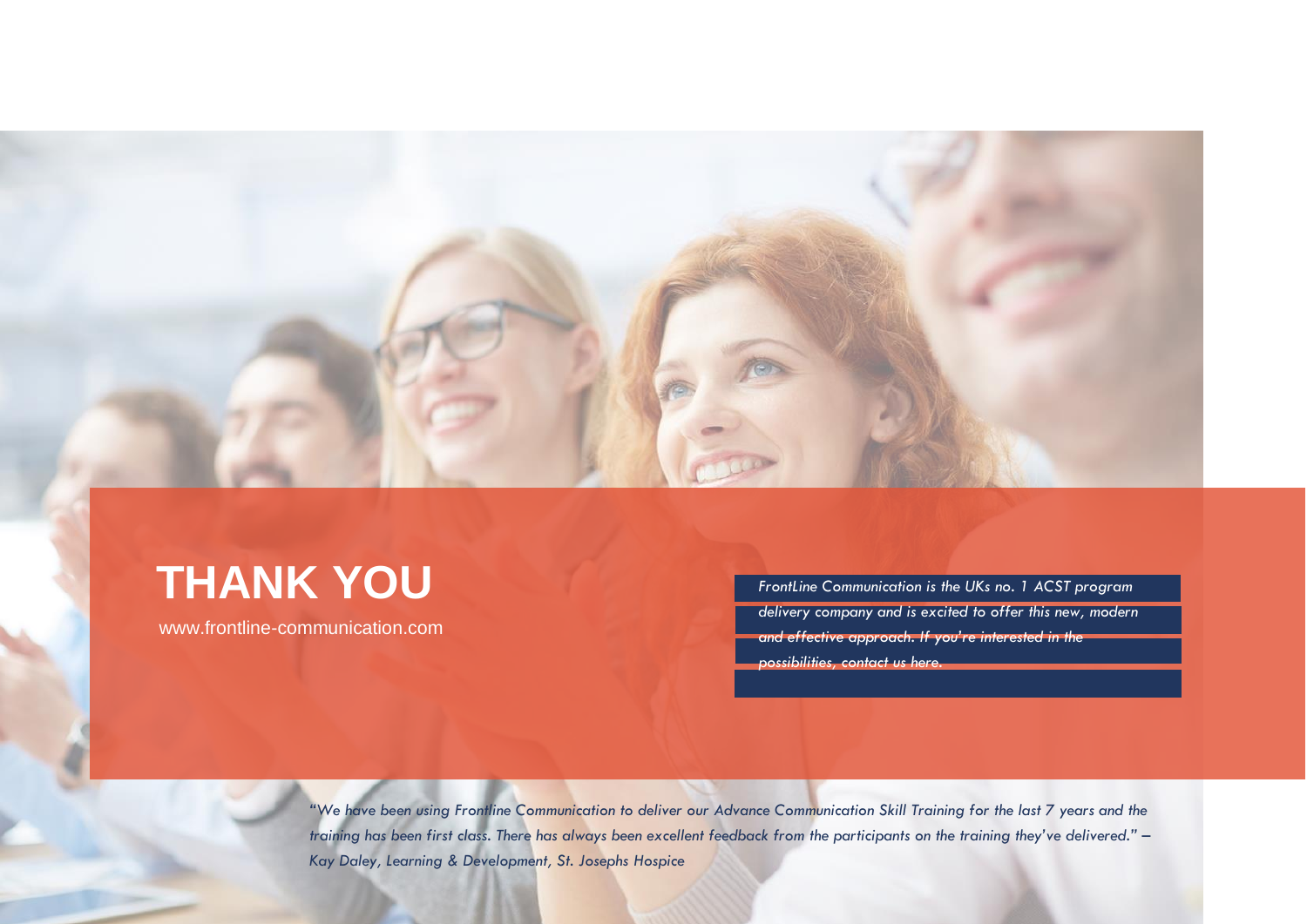# THANK YOU

www.frontline-communication.com

*FrontLine Communication is the UKs no. 1 ACST program delivery company and is excited to offer this new, modern and effective approach. If you're interested in the possibilities, contact us here.*

*"We have been using Frontline Communication to deliver our Advance Communication Skill Training for the last 7 years and the training has been first class. There has always been excellent feedback from the participants on the training they've delivered." – Kay Daley, Learning & Development, St. Josephs Hospice*